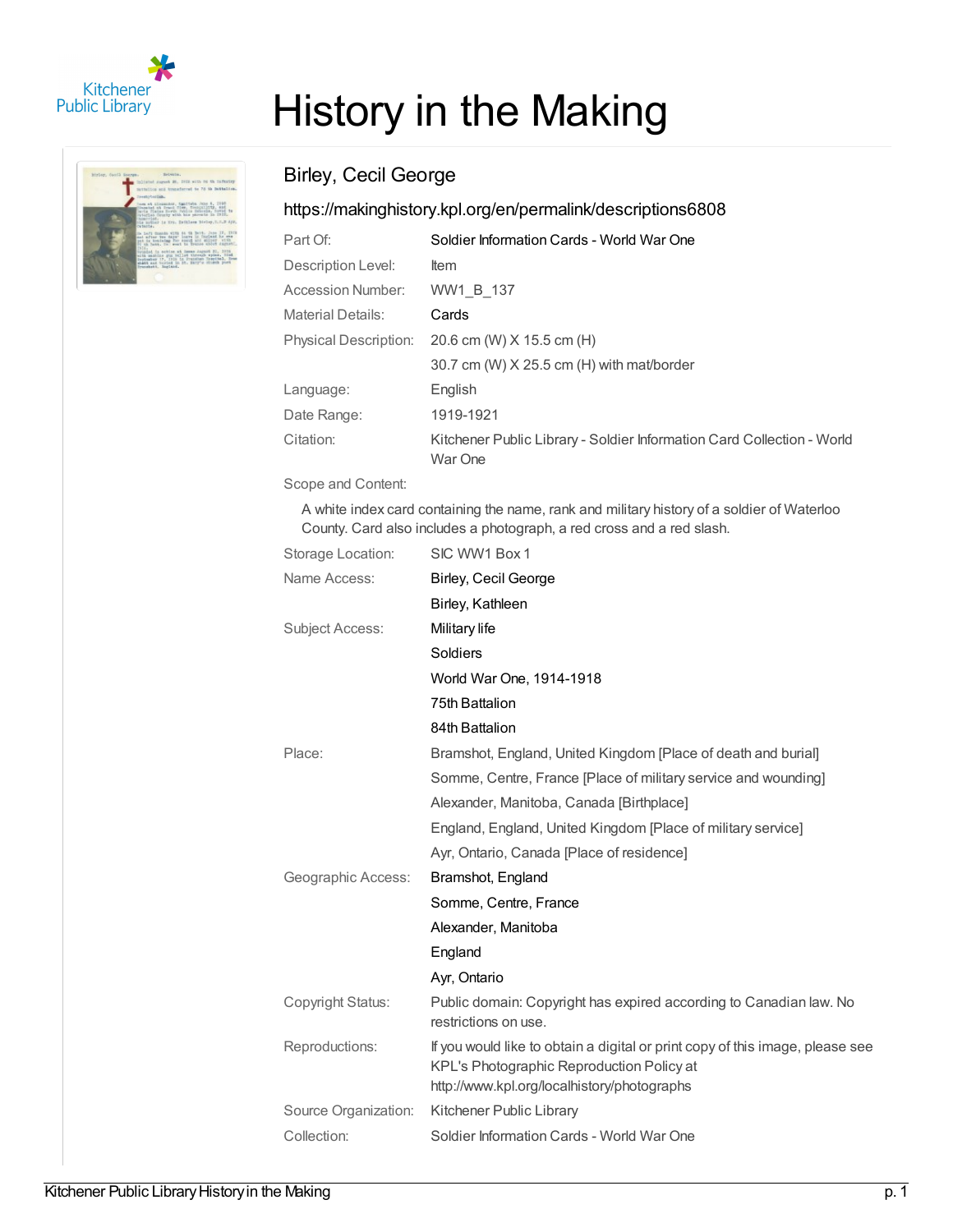# History in the Making

## Birley, Cecil George

https://makinghistory.kpl.org/en/permalink/descriptions6808

| | |
|---|---|
| Part Of: | Soldier Information Cards - World War One |
| Description Level: | Item |
| Accession Number: | WW1_B_137 |
| Material Details: | Cards |
| Physical Description: | 20.6 cm (W) X 15.5 cm (H) |
| | 30.7 cm (W) X 25.5 cm (H) with mat/border |
| Language: | English |
| Date Range: | 1919-1921 |
| Citation: | Kitchener Public Library - Soldier Information Card Collection - World War One |

Scope and Content:

A white index card containing the name, rank and military history of a soldier of Waterloo County. Card also includes a photograph, a red cross and a red slash.

| | |
|---|---|
| Storage Location: | SIC WW1 Box 1 |
| Name Access: | Birley, Cecil George |
| | Birley, Kathleen |
| Subject Access: | Military life |
| | Soldiers |
| | World War One, 1914-1918 |
| | 75th Battalion |
| | 84th Battalion |
| Place: | Bramshot, England, United Kingdom [Place of death and burial] |
| | Somme, Centre, France [Place of military service and wounding] |
| | Alexander, Manitoba, Canada [Birthplace] |
| | England, England, United Kingdom [Place of military service] |
| | Ayr, Ontario, Canada [Place of residence] |
| Geographic Access: | Bramshot, England |
| | Somme, Centre, France |
| | Alexander, Manitoba |
| | England |
| | Ayr, Ontario |
| Copyright Status: | Public domain: Copyright has expired according to Canadian law. No restrictions on use. |
| Reproductions: | If you would like to obtain a digital or print copy of this image, please see KPL's Photographic Reproduction Policy at http://www.kpl.org/localhistory/photographs |
| Source Organization: | Kitchener Public Library |
| Collection: | Soldier Information Cards - World War One |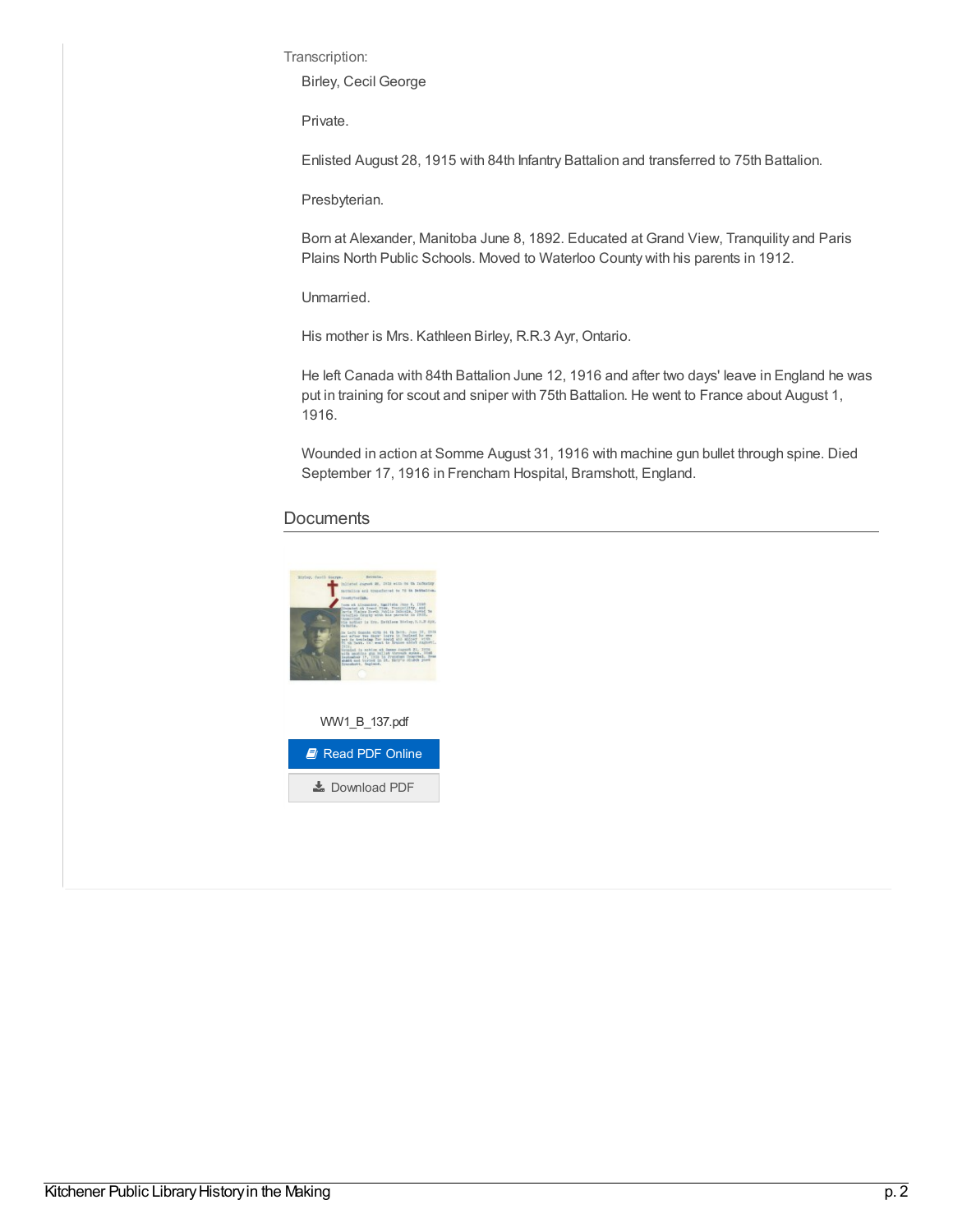Transcription:

Birley, Cecil George

Private.

Enlisted August 28, 1915 with 84th Infantry Battalion and transferred to 75th Battalion.

Presbyterian.

Born at Alexander, Manitoba June 8, 1892. Educated at Grand View, Tranquility and Paris Plains North Public Schools. Moved to Waterloo County with his parents in 1912.

Unmarried.

His mother is Mrs. Kathleen Birley, R.R.3 Ayr, Ontario.

He left Canada with 84th Battalion June 12, 1916 and after two days' leave in England he was put in training for scout and sniper with 75th Battalion. He went to France about August 1, 1916.

Wounded in action at Somme August 31, 1916 with machine gun bullet through spine. Died September 17, 1916 in Frencham Hospital, Bramshott, England.

## Documents

WW1_B_137.pdf

Read PDF Online

Download PDF